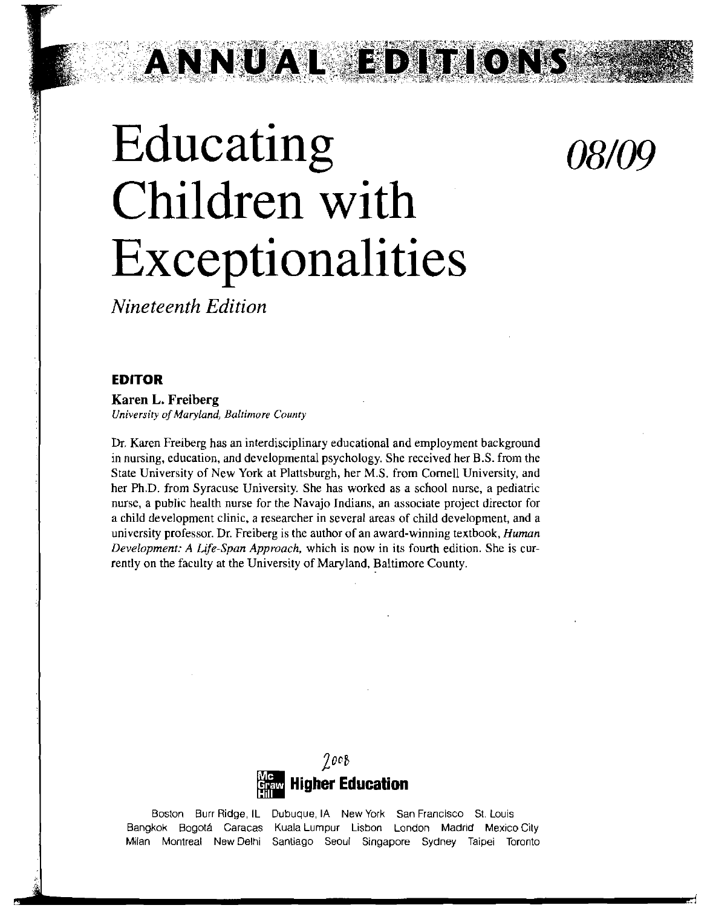# ANNUAL EDITIONS

# Educating Children with Exceptionalities 08/09

*Nineteenth Edition*

## EDITOR

**Karen L. Freiberg**
*University of Maryland, Baltimore County*

Dr. Karen Freiberg has an interdisciplinary educational and employment background in nursing, education, and developmental psychology. She received her B.S. from the State University of New York at Plattsburgh, her M.S. from Cornell University, and her Ph.D. from Syracuse University. She has worked as a school nurse, a pediatric nurse, a public health nurse for the Navajo Indians, an associate project director for a child development clinic, a researcher in several areas of child development, and a university professor. Dr. Freiberg is the author of an award-winning textbook, *Human Development: A Life-Span Approach,* which is now in its fourth edition. She is currently on the faculty at the University of Maryland, Baltimore County.

2008

**McGraw Hill Higher Education**

Boston Burr Ridge, IL Dubuque, IA New York San Francisco St. Louis
Bangkok Bogotá Caracas Kuala Lumpur Lisbon London Madrid Mexico City
Milan Montreal New Delhi Santiago Seoul Singapore Sydney Taipei Toronto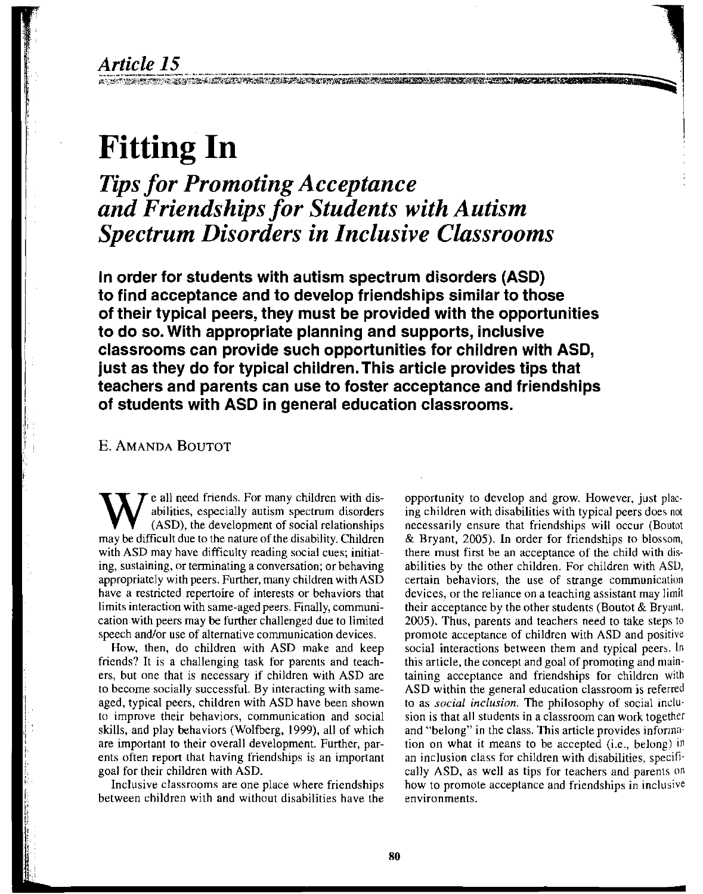*Article 15*

# Fitting In

## *Tips for Promoting Acceptance and Friendships for Students with Autism Spectrum Disorders in Inclusive Classrooms*

**In order for students with autism spectrum disorders (ASD) to find acceptance and to develop friendships similar to those of their typical peers, they must be provided with the opportunities to do so. With appropriate planning and supports, inclusive classrooms can provide such opportunities for children with ASD, just as they do for typical children. This article provides tips that teachers and parents can use to foster acceptance and friendships of students with ASD in general education classrooms.**

E. Amanda Boutot

We all need friends. For many children with disabilities, especially autism spectrum disorders (ASD), the development of social relationships may be difficult due to the nature of the disability. Children with ASD may have difficulty reading social cues; initiating, sustaining, or terminating a conversation; or behaving appropriately with peers. Further, many children with ASD have a restricted repertoire of interests or behaviors that limits interaction with same-aged peers. Finally, communication with peers may be further challenged due to limited speech and/or use of alternative communication devices.

How, then, do children with ASD make and keep friends? It is a challenging task for parents and teachers, but one that is necessary if children with ASD are to become socially successful. By interacting with same-aged, typical peers, children with ASD have been shown to improve their behaviors, communication and social skills, and play behaviors (Wolfberg, 1999), all of which are important to their overall development. Further, parents often report that having friendships is an important goal for their children with ASD.

Inclusive classrooms are one place where friendships between children with and without disabilities have the opportunity to develop and grow. However, just placing children with disabilities with typical peers does not necessarily ensure that friendships will occur (Boutot & Bryant, 2005). In order for friendships to blossom, there must first be an acceptance of the child with disabilities by the other children. For children with ASD, certain behaviors, the use of strange communication devices, or the reliance on a teaching assistant may limit their acceptance by the other students (Boutot & Bryant, 2005). Thus, parents and teachers need to take steps to promote acceptance of children with ASD and positive social interactions between them and typical peers. In this article, the concept and goal of promoting and maintaining acceptance and friendships for children with ASD within the general education classroom is referred to as *social inclusion.* The philosophy of social inclusion is that all students in a classroom can work together and "belong" in the class. This article provides information on what it means to be accepted (i.e., belong) in an inclusion class for children with disabilities, specifically ASD, as well as tips for teachers and parents on how to promote acceptance and friendships in inclusive environments.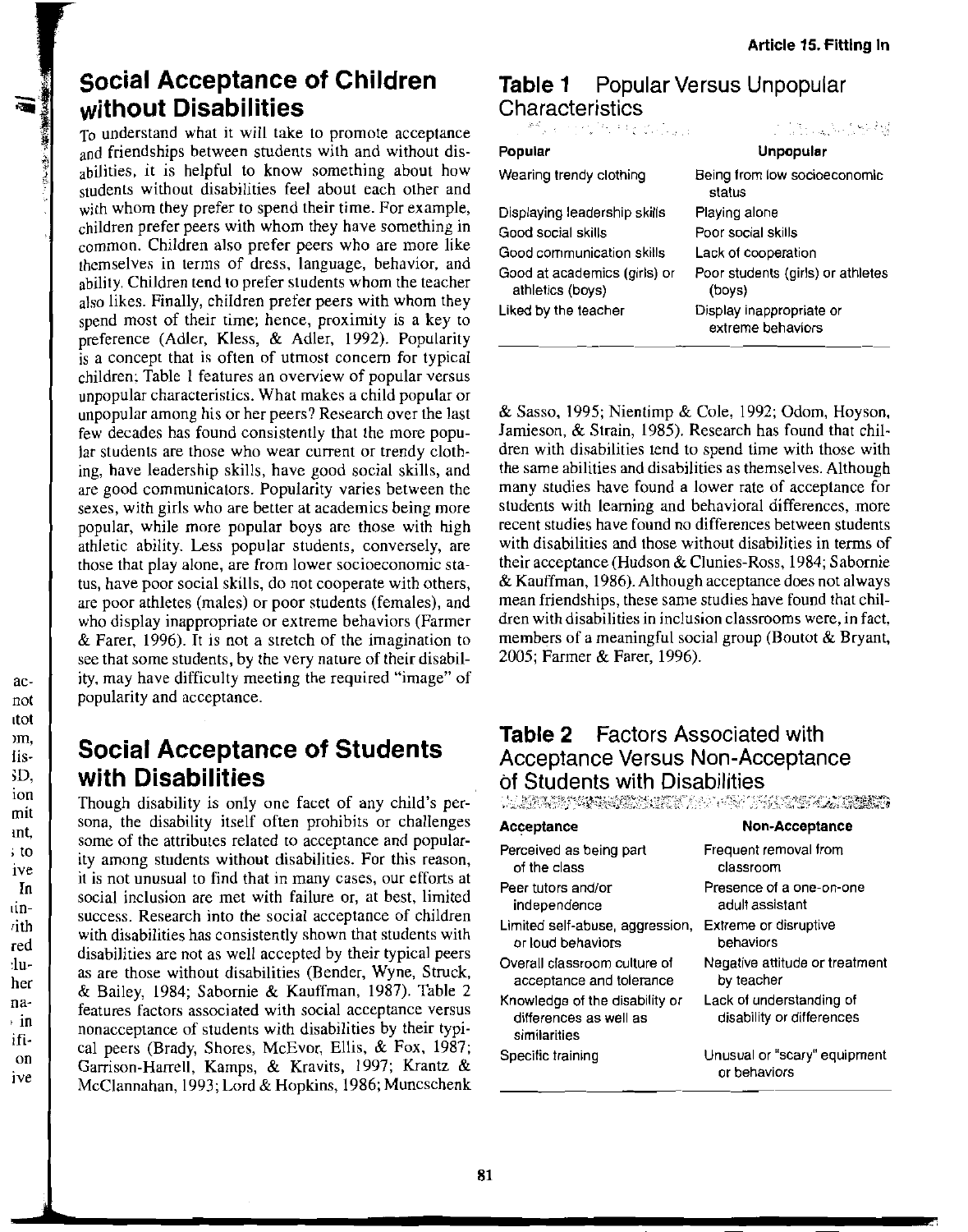## Social Acceptance of Children without Disabilities

To understand what it will take to promote acceptance and friendships between students with and without disabilities, it is helpful to know something about how students without disabilities feel about each other and with whom they prefer to spend their time. For example, children prefer peers with whom they have something in common. Children also prefer peers who are more like themselves in terms of dress, language, behavior, and ability. Children tend to prefer students whom the teacher also likes. Finally, children prefer peers with whom they spend most of their time; hence, proximity is a key to preference (Adler, Kless, & Adler, 1992). Popularity is a concept that is often of utmost concern for typical children; Table 1 features an overview of popular versus unpopular characteristics. What makes a child popular or unpopular among his or her peers? Research over the last few decades has found consistently that the more popular students are those who wear current or trendy clothing, have leadership skills, have good social skills, and are good communicators. Popularity varies between the sexes, with girls who are better at academics being more popular, while more popular boys are those with high athletic ability. Less popular students, conversely, are those that play alone, are from lower socioeconomic status, have poor social skills, do not cooperate with others, are poor athletes (males) or poor students (females), and who display inappropriate or extreme behaviors (Farmer & Farer, 1996). It is not a stretch of the imagination to see that some students, by the very nature of their disability, may have difficulty meeting the required "image" of popularity and acceptance.

**Table 1** Popular Versus Unpopular Characteristics

| Popular | Unpopular |
|---|---|
| Wearing trendy clothing | Being from low socioeconomic status |
| Displaying leadership skills | Playing alone |
| Good social skills | Poor social skills |
| Good communication skills | Lack of cooperation |
| Good at academics (girls) or athletics (boys) | Poor students (girls) or athletes (boys) |
| Liked by the teacher | Display inappropriate or extreme behaviors |

## Social Acceptance of Students with Disabilities

Though disability is only one facet of any child's persona, the disability itself often prohibits or challenges some of the attributes related to acceptance and popularity among students without disabilities. For this reason, it is not unusual to find that in many cases, our efforts at social inclusion are met with failure or, at best, limited success. Research into the social acceptance of children with disabilities has consistently shown that students with disabilities are not as well accepted by their typical peers as are those without disabilities (Bender, Wyne, Struck, & Bailey, 1984; Sabornie & Kauffman, 1987). Table 2 features factors associated with social acceptance versus nonacceptance of students with disabilities by their typical peers (Brady, Shores, McEvor, Ellis, & Fox, 1987; Garrison-Harrell, Kamps, & Kravits, 1997; Krantz & McClannahan, 1993; Lord & Hopkins, 1986; Muneschenk & Sasso, 1995; Nientimp & Cole, 1992; Odom, Hoyson, Jamieson, & Strain, 1985). Research has found that children with disabilities tend to spend time with those with the same abilities and disabilities as themselves. Although many studies have found a lower rate of acceptance for students with learning and behavioral differences, more recent studies have found no differences between students with disabilities and those without disabilities in terms of their acceptance (Hudson & Clunies-Ross, 1984; Sabornie & Kauffman, 1986). Although acceptance does not always mean friendships, these same studies have found that children with disabilities in inclusion classrooms were, in fact, members of a meaningful social group (Boutot & Bryant, 2005; Farmer & Farer, 1996).

**Table 2** Factors Associated with Acceptance Versus Non-Acceptance of Students with Disabilities

| Acceptance | Non-Acceptance |
|---|---|
| Perceived as being part of the class | Frequent removal from classroom |
| Peer tutors and/or independence | Presence of a one-on-one adult assistant |
| Limited self-abuse, aggression, or loud behaviors | Extreme or disruptive behaviors |
| Overall classroom culture of acceptance and tolerance | Negative attitude or treatment by teacher |
| Knowledge of the disability or differences as well as similarities | Lack of understanding of disability or differences |
| Specific training | Unusual or "scary" equipment or behaviors |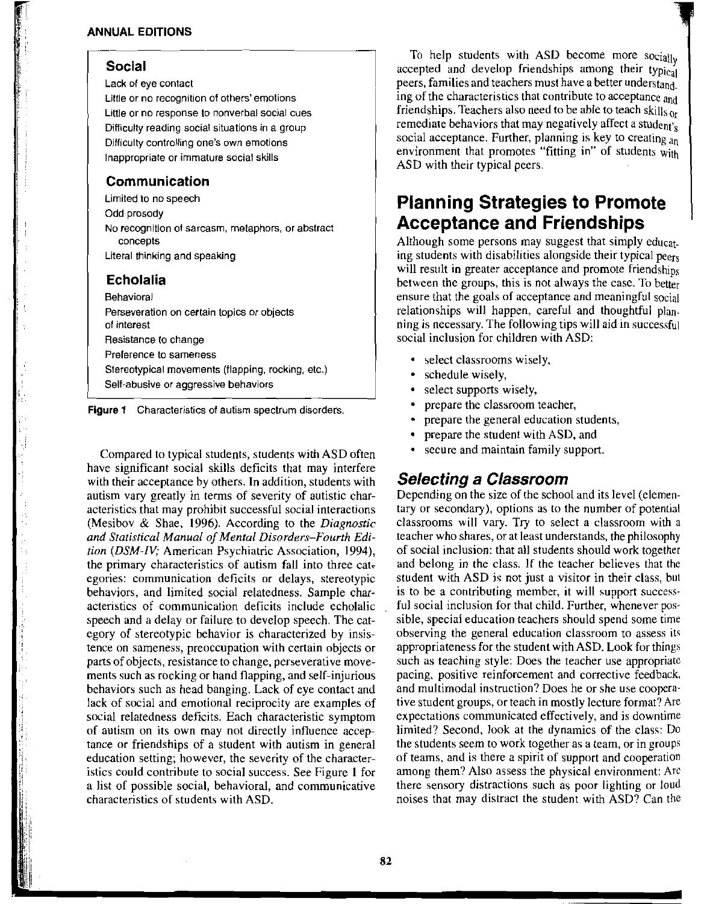### Social

Lack of eye contact
Little or no recognition of others' emotions
Little or no response to nonverbal social cues
Difficulty reading social situations in a group
Difficulty controlling one's own emotions
Inappropriate or immature social skills

### Communication

Limited to no speech
Odd prosody
No recognition of sarcasm, metaphors, or abstract concepts
Literal thinking and speaking

### Echolalia

Behavioral
Perseveration on certain topics or objects of interest
Resistance to change
Preference to sameness
Stereotypical movements (flapping, rocking, etc.)
Self-abusive or aggressive behaviors

**Figure 1** Characteristics of autism spectrum disorders.

Compared to typical students, students with ASD often have significant social skills deficits that may interfere with their acceptance by others. In addition, students with autism vary greatly in terms of severity of autistic characteristics that may prohibit successful social interactions (Mesibov & Shae, 1996). According to the *Diagnostic and Statistical Manual of Mental Disorders–Fourth Edition (DSM-IV;* American Psychiatric Association, 1994), the primary characteristics of autism fall into three categories: communication deficits or delays, stereotypic behaviors, and limited social relatedness. Sample characteristics of communication deficits include echolalic speech and a delay or failure to develop speech. The category of stereotypic behavior is characterized by insistence on sameness, preoccupation with certain objects or parts of objects, resistance to change, perseverative movements such as rocking or hand flapping, and self-injurious behaviors such as head banging. Lack of eye contact and lack of social and emotional reciprocity are examples of social relatedness deficits. Each characteristic symptom of autism on its own may not directly influence acceptance or friendships of a student with autism in general education setting; however, the severity of the characteristics could contribute to social success. See Figure 1 for a list of possible social, behavioral, and communicative characteristics of students with ASD.

To help students with ASD become more socially accepted and develop friendships among their typical peers, families and teachers must have a better understanding of the characteristics that contribute to acceptance and friendships. Teachers also need to be able to teach skills or remediate behaviors that may negatively affect a student's social acceptance. Further, planning is key to creating an environment that promotes "fitting in" of students with ASD with their typical peers.

## Planning Strategies to Promote Acceptance and Friendships

Although some persons may suggest that simply educating students with disabilities alongside their typical peers will result in greater acceptance and promote friendships between the groups, this is not always the case. To better ensure that the goals of acceptance and meaningful social relationships will happen, careful and thoughtful planning is necessary. The following tips will aid in successful social inclusion for children with ASD:

- select classrooms wisely,
- schedule wisely,
- select supports wisely,
- prepare the classroom teacher,
- prepare the general education students,
- prepare the student with ASD, and
- secure and maintain family support.

### *Selecting a Classroom*

Depending on the size of the school and its level (elementary or secondary), options as to the number of potential classrooms will vary. Try to select a classroom with a teacher who shares, or at least understands, the philosophy of social inclusion: that all students should work together and belong in the class. If the teacher believes that the student with ASD is not just a visitor in their class, but is to be a contributing member, it will support successful social inclusion for that child. Further, whenever possible, special education teachers should spend some time observing the general education classroom to assess its appropriateness for the student with ASD. Look for things such as teaching style: Does the teacher use appropriate pacing, positive reinforcement and corrective feedback, and multimodal instruction? Does he or she use cooperative student groups, or teach in mostly lecture format? Are expectations communicated effectively, and is downtime limited? Second, look at the dynamics of the class: Do the students seem to work together as a team, or in groups of teams, and is there a spirit of support and cooperation among them? Also assess the physical environment: Are there sensory distractions such as poor lighting or loud noises that may distract the student with ASD? Can the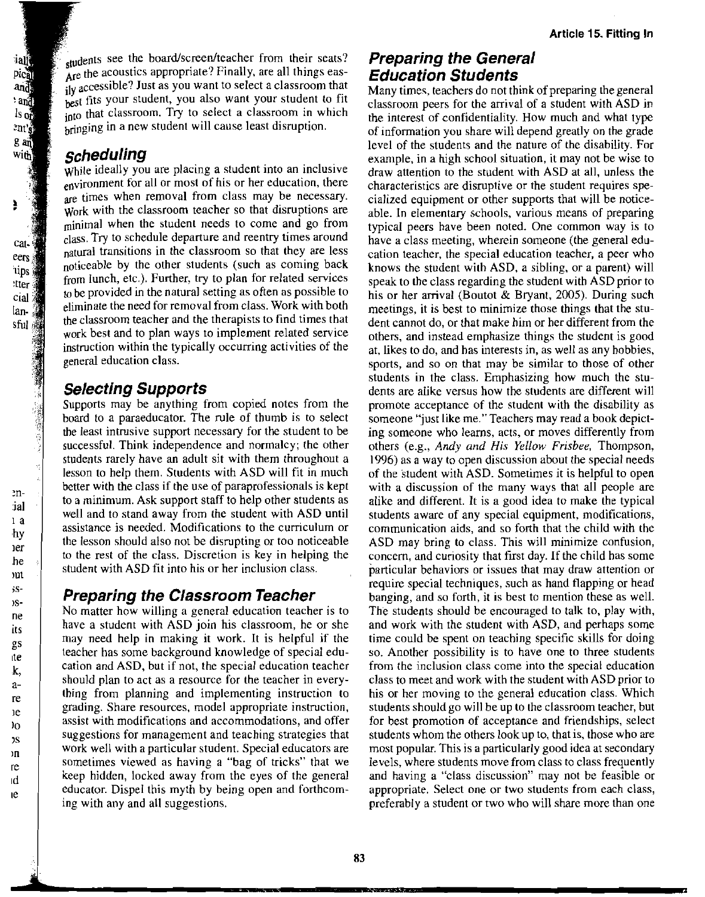students see the board/screen/teacher from their seats? Are the acoustics appropriate? Finally, are all things easily accessible? Just as you want to select a classroom that best fits your student, you also want your student to fit into that classroom. Try to select a classroom in which bringing in a new student will cause least disruption.

### Scheduling

While ideally you are placing a student into an inclusive environment for all or most of his or her education, there are times when removal from class may be necessary. Work with the classroom teacher so that disruptions are minimal when the student needs to come and go from class. Try to schedule departure and reentry times around natural transitions in the classroom so that they are less noticeable by the other students (such as coming back from lunch, etc.). Further, try to plan for related services to be provided in the natural setting as often as possible to eliminate the need for removal from class. Work with both the classroom teacher and the therapists to find times that work best and to plan ways to implement related service instruction within the typically occurring activities of the general education class.

### Selecting Supports

Supports may be anything from copied notes from the board to a paraeducator. The rule of thumb is to select the least intrusive support necessary for the student to be successful. Think independence and normalcy; the other students rarely have an adult sit with them throughout a lesson to help them. Students with ASD will fit in much better with the class if the use of paraprofessionals is kept to a minimum. Ask support staff to help other students as well and to stand away from the student with ASD until assistance is needed. Modifications to the curriculum or the lesson should also not be disrupting or too noticeable to the rest of the class. Discretion is key in helping the student with ASD fit into his or her inclusion class.

### Preparing the Classroom Teacher

No matter how willing a general education teacher is to have a student with ASD join his classroom, he or she may need help in making it work. It is helpful if the teacher has some background knowledge of special education and ASD, but if not, the special education teacher should plan to act as a resource for the teacher in everything from planning and implementing instruction to grading. Share resources, model appropriate instruction, assist with modifications and accommodations, and offer suggestions for management and teaching strategies that work well with a particular student. Special educators are sometimes viewed as having a "bag of tricks" that we keep hidden, locked away from the eyes of the general educator. Dispel this myth by being open and forthcoming with any and all suggestions.

### Preparing the General Education Students

Many times, teachers do not think of preparing the general classroom peers for the arrival of a student with ASD in the interest of confidentiality. How much and what type of information you share will depend greatly on the grade level of the students and the nature of the disability. For example, in a high school situation, it may not be wise to draw attention to the student with ASD at all, unless the characteristics are disruptive or the student requires specialized equipment or other supports that will be noticeable. In elementary schools, various means of preparing typical peers have been noted. One common way is to have a class meeting, wherein someone (the general education teacher, the special education teacher, a peer who knows the student with ASD, a sibling, or a parent) will speak to the class regarding the student with ASD prior to his or her arrival (Boutot & Bryant, 2005). During such meetings, it is best to minimize those things that the student cannot do, or that make him or her different from the others, and instead emphasize things the student is good at, likes to do, and has interests in, as well as any hobbies, sports, and so on that may be similar to those of other students in the class. Emphasizing how much the students are alike versus how the students are different will promote acceptance of the student with the disability as someone "just like me." Teachers may read a book depicting someone who learns, acts, or moves differently from others (e.g., *Andy and His Yellow Frisbee*, Thompson, 1996) as a way to open discussion about the special needs of the student with ASD. Sometimes it is helpful to open with a discussion of the many ways that all people are alike and different. It is a good idea to make the typical students aware of any special equipment, modifications, communication aids, and so forth that the child with the ASD may bring to class. This will minimize confusion, concern, and curiosity that first day. If the child has some particular behaviors or issues that may draw attention or require special techniques, such as hand flapping or head banging, and so forth, it is best to mention these as well. The students should be encouraged to talk to, play with, and work with the student with ASD, and perhaps some time could be spent on teaching specific skills for doing so. Another possibility is to have one to three students from the inclusion class come into the special education class to meet and work with the student with ASD prior to his or her moving to the general education class. Which students should go will be up to the classroom teacher, but for best promotion of acceptance and friendships, select students whom the others look up to, that is, those who are most popular. This is a particularly good idea at secondary levels, where students move from class to class frequently and having a "class discussion" may not be feasible or appropriate. Select one or two students from each class, preferably a student or two who will share more than one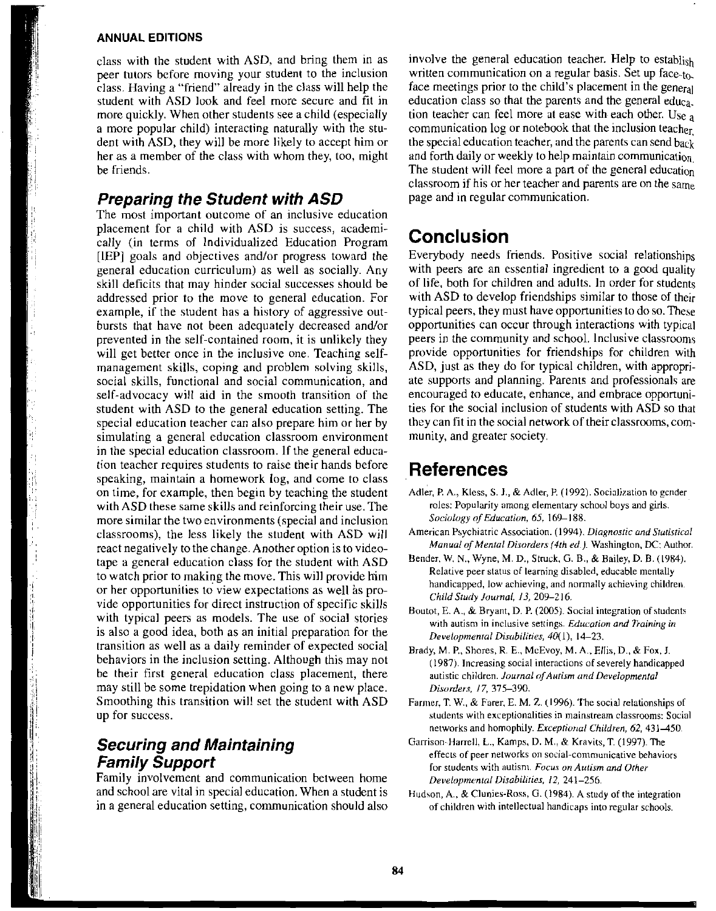class with the student with ASD, and bring them in as peer tutors before moving your student to the inclusion class. Having a "friend" already in the class will help the student with ASD look and feel more secure and fit in more quickly. When other students see a child (especially a more popular child) interacting naturally with the student with ASD, they will be more likely to accept him or her as a member of the class with whom they, too, might be friends.

### Preparing the Student with ASD

The most important outcome of an inclusive education placement for a child with ASD is success, academically (in terms of Individualized Education Program [IEP] goals and objectives and/or progress toward the general education curriculum) as well as socially. Any skill deficits that may hinder social successes should be addressed prior to the move to general education. For example, if the student has a history of aggressive outbursts that have not been adequately decreased and/or prevented in the self-contained room, it is unlikely they will get better once in the inclusive one. Teaching self-management skills, coping and problem solving skills, social skills, functional and social communication, and self-advocacy will aid in the smooth transition of the student with ASD to the general education setting. The special education teacher can also prepare him or her by simulating a general education classroom environment in the special education classroom. If the general education teacher requires students to raise their hands before speaking, maintain a homework log, and come to class on time, for example, then begin by teaching the student with ASD these same skills and reinforcing their use. The more similar the two environments (special and inclusion classrooms), the less likely the student with ASD will react negatively to the change. Another option is to videotape a general education class for the student with ASD to watch prior to making the move. This will provide him or her opportunities to view expectations as well as provide opportunities for direct instruction of specific skills with typical peers as models. The use of social stories is also a good idea, both as an initial preparation for the transition as well as a daily reminder of expected social behaviors in the inclusion setting. Although this may not be their first general education class placement, there may still be some trepidation when going to a new place. Smoothing this transition will set the student with ASD up for success.

### Securing and Maintaining Family Support

Family involvement and communication between home and school are vital in special education. When a student is in a general education setting, communication should also involve the general education teacher. Help to establish written communication on a regular basis. Set up face-to-face meetings prior to the child's placement in the general education class so that the parents and the general education teacher can feel more at ease with each other. Use a communication log or notebook that the inclusion teacher, the special education teacher, and the parents can send back and forth daily or weekly to help maintain communication. The student will feel more a part of the general education classroom if his or her teacher and parents are on the same page and in regular communication.

## Conclusion

Everybody needs friends. Positive social relationships with peers are an essential ingredient to a good quality of life, both for children and adults. In order for students with ASD to develop friendships similar to those of their typical peers, they must have opportunities to do so. These opportunities can occur through interactions with typical peers in the community and school. Inclusive classrooms provide opportunities for friendships for children with ASD, just as they do for typical children, with appropriate supports and planning. Parents and professionals are encouraged to educate, enhance, and embrace opportunities for the social inclusion of students with ASD so that they can fit in the social network of their classrooms, community, and greater society.

## References

Adler, P. A., Kless, S. J., & Adler, P. (1992). Socialization to gender roles: Popularity among elementary school boys and girls. *Sociology of Education, 65,* 169–188.

American Psychiatric Association. (1994). *Diagnostic and Statistical Manual of Mental Disorders (4th ed.).* Washington, DC: Author.

Bender, W. N., Wyne, M. D., Struck, G. B., & Bailey, D. B. (1984). Relative peer status of learning disabled, educable mentally handicapped, low achieving, and normally achieving children. *Child Study Journal, 13,* 209–216.

Boutot, E. A., & Bryant, D. P. (2005). Social integration of students with autism in inclusive settings. *Education and Training in Developmental Disabilities, 40*(1), 14–23.

Brady, M. P., Shores, R. E., McEvoy, M. A., Ellis, D., & Fox, J. (1987). Increasing social interactions of severely handicapped autistic children. *Journal of Autism and Developmental Disorders, 17,* 375–390.

Farmer, T. W., & Farer, E. M. Z. (1996). The social relationships of students with exceptionalities in mainstream classrooms: Social networks and homophily. *Exceptional Children, 62,* 431–450.

Garrison-Harrell, L., Kamps, D. M., & Kravits, T. (1997). The effects of peer networks on social-communicative behaviors for students with autism. *Focus on Autism and Other Developmental Disabilities, 12,* 241–256.

Hudson, A., & Clunies-Ross, G. (1984). A study of the integration of children with intellectual handicaps into regular schools.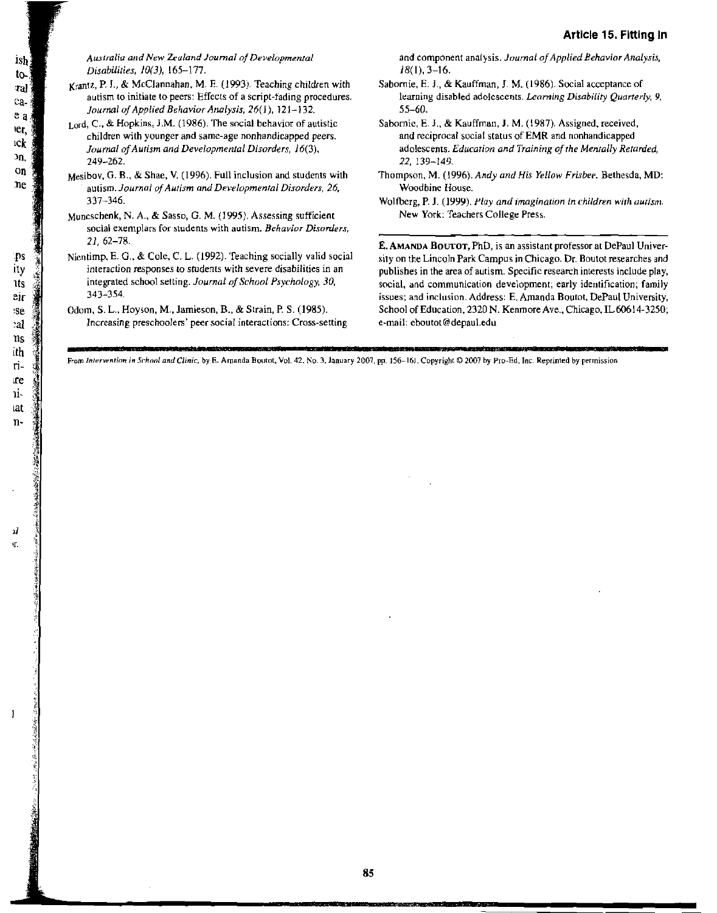*Australia and New Zealand Journal of Developmental Disabilities, 10(3)*, 165–177.

Krantz, P. J., & McClannahan, M. E. (1993). Teaching children with autism to initiate to peers: Effects of a script-fading procedures. *Journal of Applied Behavior Analysis, 26*(1), 121–132.

Lord, C., & Hopkins, J.M. (1986). The social behavior of autistic children with younger and same-age nonhandicapped peers. *Journal of Autism and Developmental Disorders, 16*(3), 249–262.

Mesibov, G. B., & Shae, V. (1996). Full inclusion and students with autism. *Journal of Autism and Developmental Disorders, 26*, 337–346.

Muneschenk, N. A., & Sasso, G. M. (1995). Assessing sufficient social exemplars for students with autism. *Behavior Disorders, 21*, 62–78.

Nientimp, E. G., & Cole, C. L. (1992). Teaching socially valid social interaction responses to students with severe disabilities in an integrated school setting. *Journal of School Psychology, 30*, 343–354.

Odom, S. L., Hoyson, M., Jamieson, B., & Strain, P. S. (1985). Increasing preschoolers' peer social interactions: Cross-setting and component analysis. *Journal of Applied Behavior Analysis, 18*(1), 3–16.

Sabornie, E. J., & Kauffman, J. M. (1986). Social acceptance of learning disabled adolescents. *Learning Disability Quarterly, 9*, 55–60.

Sabornie, E. J., & Kauffman, J. M. (1987). Assigned, received, and reciprocal social status of EMR and nonhandicapped adolescents. *Education and Training of the Mentally Retarded, 22*, 139–149.

Thompson, M. (1996). *Andy and His Yellow Frisbee*. Bethesda, MD: Woodbine House.

Wolfberg, P. J. (1999). *Play and imagination in children with autism*. New York: Teachers College Press.

---

**E. Amanda Boutot**, PhD, is an assistant professor at DePaul University on the Lincoln Park Campus in Chicago. Dr. Boutot researches and publishes in the area of autism. Specific research interests include play, social, and communication development; early identification; family issues; and inclusion. Address: E. Amanda Boutot, DePaul University, School of Education, 2320 N. Kenmore Ave., Chicago, IL 60614-3250; e-mail: eboutot@depaul.edu

From *Intervention in School and Clinic*, by E. Amanda Boutot, Vol. 42, No. 3, January 2007, pp. 156–161. Copyright © 2007 by Pro-Ed, Inc. Reprinted by permission